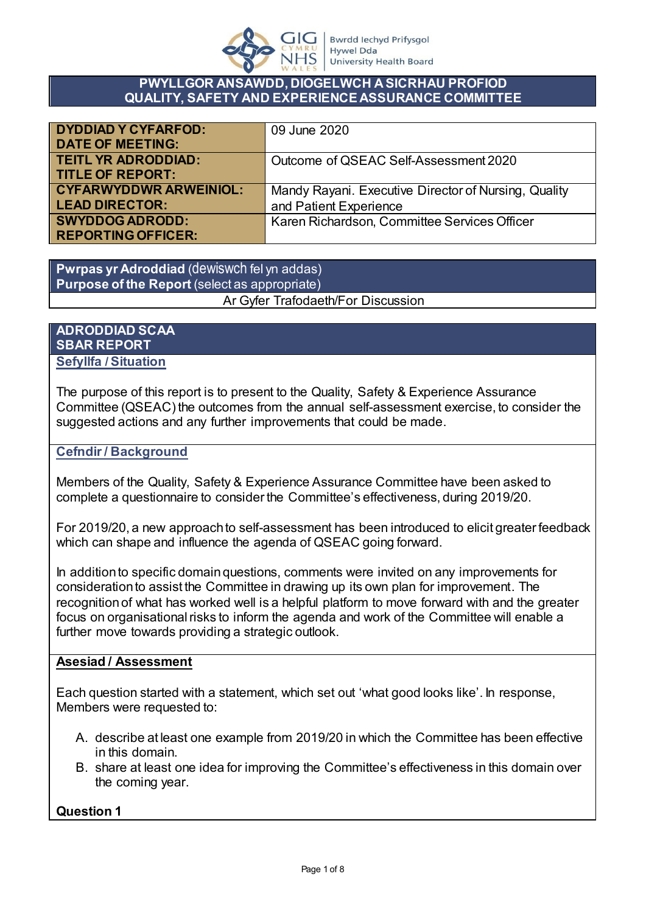## PWYLLGOR ANSAWDD, DIOGELWCH A SICRHAU PROFIOD
## QUALITY, SAFETY AND EXPERIENCE ASSURANCE COMMITTEE

| | |
|---|---|
| **DYDDIAD Y CYFARFOD: DATE OF MEETING:** | 09 June 2020 |
| **TEITL YR ADRODDIAD: TITLE OF REPORT:** | Outcome of QSEAC Self-Assessment 2020 |
| **CYFARWYDDWR ARWEINIOL: LEAD DIRECTOR:** | Mandy Rayani. Executive Director of Nursing, Quality and Patient Experience |
| **SWYDDOG ADRODD: REPORTING OFFICER:** | Karen Richardson, Committee Services Officer |

| **Pwrpas yr Adroddiad** (dewiswch fel yn addas) **Purpose of the Report** (select as appropriate) |
|---|
| Ar Gyfer Trafodaeth/For Discussion |

## ADRODDIAD SCAA
## SBAR REPORT

### Sefyllfa / Situation

The purpose of this report is to present to the Quality, Safety & Experience Assurance Committee (QSEAC) the outcomes from the annual self-assessment exercise, to consider the suggested actions and any further improvements that could be made.

### Cefndir / Background

Members of the Quality, Safety & Experience Assurance Committee have been asked to complete a questionnaire to consider the Committee's effectiveness, during 2019/20.

For 2019/20, a new approach to self-assessment has been introduced to elicit greater feedback which can shape and influence the agenda of QSEAC going forward.

In addition to specific domain questions, comments were invited on any improvements for consideration to assist the Committee in drawing up its own plan for improvement. The recognition of what has worked well is a helpful platform to move forward with and the greater focus on organisational risks to inform the agenda and work of the Committee will enable a further move towards providing a strategic outlook.

### Asesiad / Assessment

Each question started with a statement, which set out 'what good looks like'. In response, Members were requested to:

A. describe at least one example from 2019/20 in which the Committee has been effective in this domain.
B. share at least one idea for improving the Committee's effectiveness in this domain over the coming year.

**Question 1**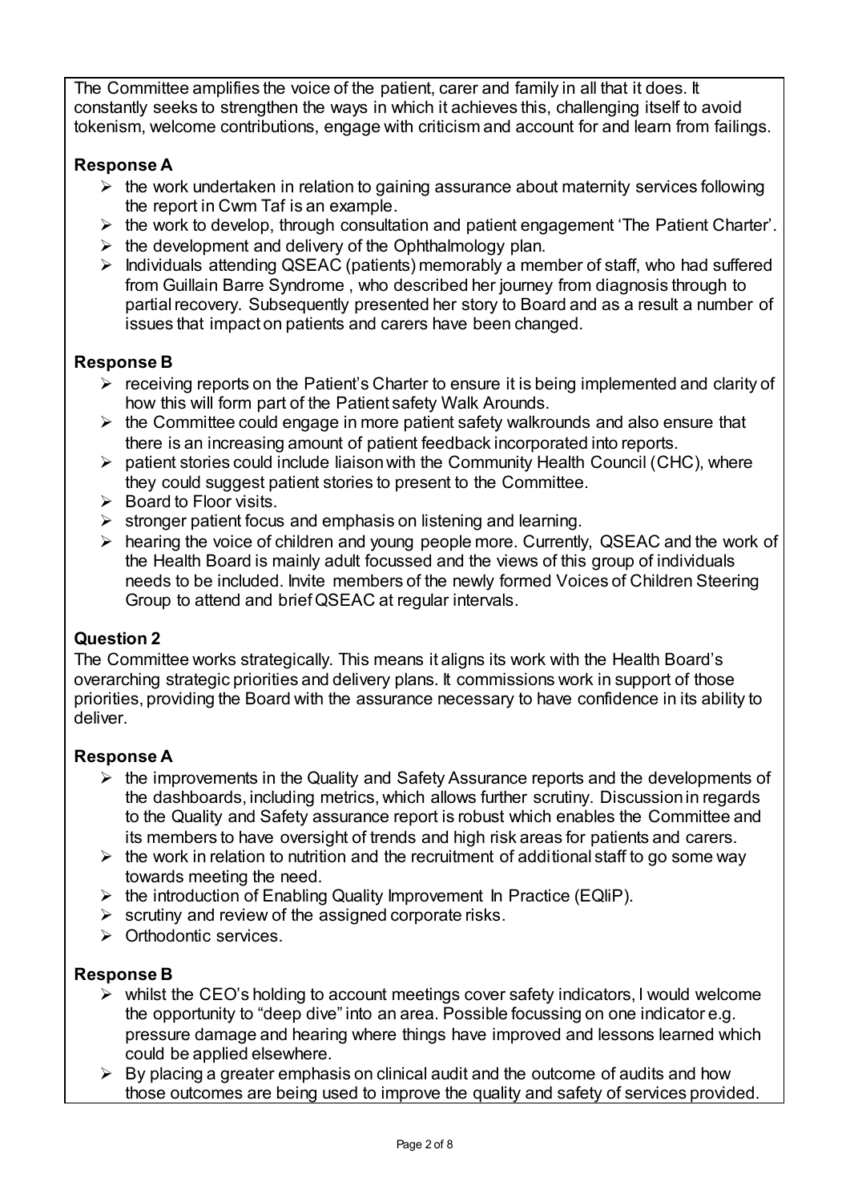The Committee amplifies the voice of the patient, carer and family in all that it does. It constantly seeks to strengthen the ways in which it achieves this, challenging itself to avoid tokenism, welcome contributions, engage with criticism and account for and learn from failings.

**Response A**

- the work undertaken in relation to gaining assurance about maternity services following the report in Cwm Taf is an example.
- the work to develop, through consultation and patient engagement 'The Patient Charter'.
- the development and delivery of the Ophthalmology plan.
- Individuals attending QSEAC (patients) memorably a member of staff, who had suffered from Guillain Barre Syndrome , who described her journey from diagnosis through to partial recovery. Subsequently presented her story to Board and as a result a number of issues that impact on patients and carers have been changed.

**Response B**

- receiving reports on the Patient's Charter to ensure it is being implemented and clarity of how this will form part of the Patient safety Walk Arounds.
- the Committee could engage in more patient safety walkrounds and also ensure that there is an increasing amount of patient feedback incorporated into reports.
- patient stories could include liaison with the Community Health Council (CHC), where they could suggest patient stories to present to the Committee.
- Board to Floor visits.
- stronger patient focus and emphasis on listening and learning.
- hearing the voice of children and young people more. Currently, QSEAC and the work of the Health Board is mainly adult focussed and the views of this group of individuals needs to be included. Invite members of the newly formed Voices of Children Steering Group to attend and brief QSEAC at regular intervals.

**Question 2**

The Committee works strategically. This means it aligns its work with the Health Board's overarching strategic priorities and delivery plans. It commissions work in support of those priorities, providing the Board with the assurance necessary to have confidence in its ability to deliver.

**Response A**

- the improvements in the Quality and Safety Assurance reports and the developments of the dashboards, including metrics, which allows further scrutiny. Discussion in regards to the Quality and Safety assurance report is robust which enables the Committee and its members to have oversight of trends and high risk areas for patients and carers.
- the work in relation to nutrition and the recruitment of additional staff to go some way towards meeting the need.
- the introduction of Enabling Quality Improvement In Practice (EQIiP).
- scrutiny and review of the assigned corporate risks.
- Orthodontic services.

**Response B**

- whilst the CEO's holding to account meetings cover safety indicators, I would welcome the opportunity to "deep dive" into an area. Possible focussing on one indicator e.g. pressure damage and hearing where things have improved and lessons learned which could be applied elsewhere.
- By placing a greater emphasis on clinical audit and the outcome of audits and how those outcomes are being used to improve the quality and safety of services provided.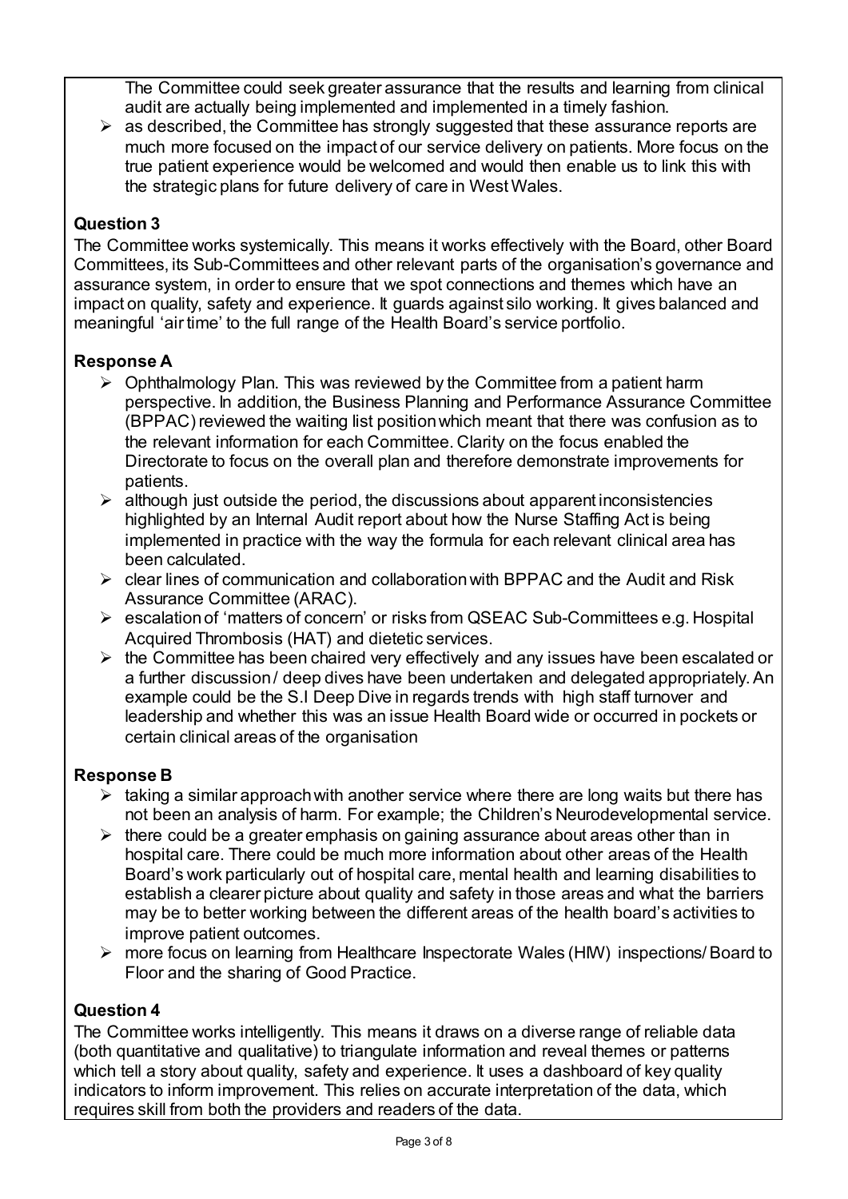The Committee could seek greater assurance that the results and learning from clinical audit are actually being implemented and implemented in a timely fashion.

- as described, the Committee has strongly suggested that these assurance reports are much more focused on the impact of our service delivery on patients. More focus on the true patient experience would be welcomed and would then enable us to link this with the strategic plans for future delivery of care in West Wales.

**Question 3**

The Committee works systemically. This means it works effectively with the Board, other Board Committees, its Sub-Committees and other relevant parts of the organisation's governance and assurance system, in order to ensure that we spot connections and themes which have an impact on quality, safety and experience. It guards against silo working. It gives balanced and meaningful 'air time' to the full range of the Health Board's service portfolio.

**Response A**

- Ophthalmology Plan. This was reviewed by the Committee from a patient harm perspective. In addition, the Business Planning and Performance Assurance Committee (BPPAC) reviewed the waiting list position which meant that there was confusion as to the relevant information for each Committee. Clarity on the focus enabled the Directorate to focus on the overall plan and therefore demonstrate improvements for patients.
- although just outside the period, the discussions about apparent inconsistencies highlighted by an Internal Audit report about how the Nurse Staffing Act is being implemented in practice with the way the formula for each relevant clinical area has been calculated.
- clear lines of communication and collaboration with BPPAC and the Audit and Risk Assurance Committee (ARAC).
- escalation of 'matters of concern' or risks from QSEAC Sub-Committees e.g. Hospital Acquired Thrombosis (HAT) and dietetic services.
- the Committee has been chaired very effectively and any issues have been escalated or a further discussion / deep dives have been undertaken and delegated appropriately. An example could be the S.I Deep Dive in regards trends with high staff turnover and leadership and whether this was an issue Health Board wide or occurred in pockets or certain clinical areas of the organisation

**Response B**

- taking a similar approach with another service where there are long waits but there has not been an analysis of harm. For example; the Children's Neurodevelopmental service.
- there could be a greater emphasis on gaining assurance about areas other than in hospital care. There could be much more information about other areas of the Health Board's work particularly out of hospital care, mental health and learning disabilities to establish a clearer picture about quality and safety in those areas and what the barriers may be to better working between the different areas of the health board's activities to improve patient outcomes.
- more focus on learning from Healthcare Inspectorate Wales (HIW) inspections/ Board to Floor and the sharing of Good Practice.

**Question 4**

The Committee works intelligently. This means it draws on a diverse range of reliable data (both quantitative and qualitative) to triangulate information and reveal themes or patterns which tell a story about quality, safety and experience. It uses a dashboard of key quality indicators to inform improvement. This relies on accurate interpretation of the data, which requires skill from both the providers and readers of the data.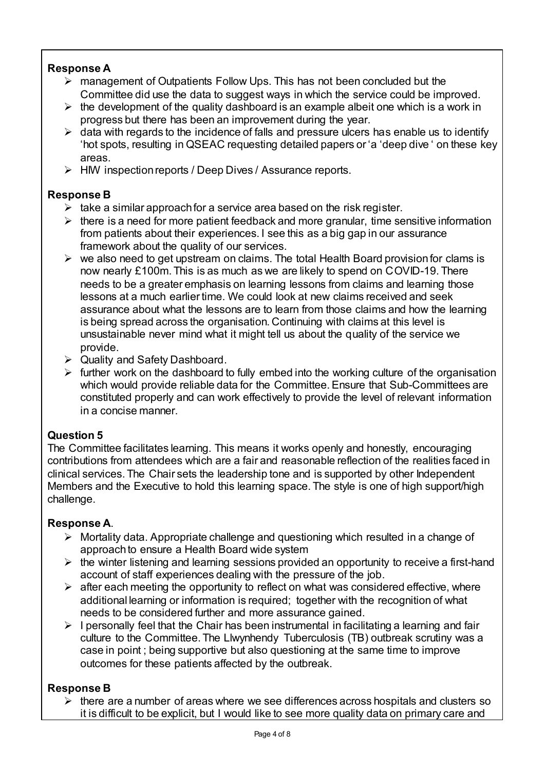**Response A**

- management of Outpatients Follow Ups. This has not been concluded but the Committee did use the data to suggest ways in which the service could be improved.
- the development of the quality dashboard is an example albeit one which is a work in progress but there has been an improvement during the year.
- data with regards to the incidence of falls and pressure ulcers has enable us to identify 'hot spots, resulting in QSEAC requesting detailed papers or 'a 'deep dive ' on these key areas.
- HIW inspection reports / Deep Dives / Assurance reports.

**Response B**

- take a similar approach for a service area based on the risk register.
- there is a need for more patient feedback and more granular, time sensitive information from patients about their experiences. I see this as a big gap in our assurance framework about the quality of our services.
- we also need to get upstream on claims. The total Health Board provision for clams is now nearly £100m. This is as much as we are likely to spend on COVID-19. There needs to be a greater emphasis on learning lessons from claims and learning those lessons at a much earlier time. We could look at new claims received and seek assurance about what the lessons are to learn from those claims and how the learning is being spread across the organisation. Continuing with claims at this level is unsustainable never mind what it might tell us about the quality of the service we provide.
- Quality and Safety Dashboard.
- further work on the dashboard to fully embed into the working culture of the organisation which would provide reliable data for the Committee. Ensure that Sub-Committees are constituted properly and can work effectively to provide the level of relevant information in a concise manner.

**Question 5**

The Committee facilitates learning. This means it works openly and honestly, encouraging contributions from attendees which are a fair and reasonable reflection of the realities faced in clinical services. The Chair sets the leadership tone and is supported by other Independent Members and the Executive to hold this learning space. The style is one of high support/high challenge.

**Response A**.

- Mortality data. Appropriate challenge and questioning which resulted in a change of approach to ensure a Health Board wide system
- the winter listening and learning sessions provided an opportunity to receive a first-hand account of staff experiences dealing with the pressure of the job.
- after each meeting the opportunity to reflect on what was considered effective, where additional learning or information is required; together with the recognition of what needs to be considered further and more assurance gained.
- I personally feel that the Chair has been instrumental in facilitating a learning and fair culture to the Committee. The Llwynhendy Tuberculosis (TB) outbreak scrutiny was a case in point ; being supportive but also questioning at the same time to improve outcomes for these patients affected by the outbreak.

**Response B**

- there are a number of areas where we see differences across hospitals and clusters so it is difficult to be explicit, but I would like to see more quality data on primary care and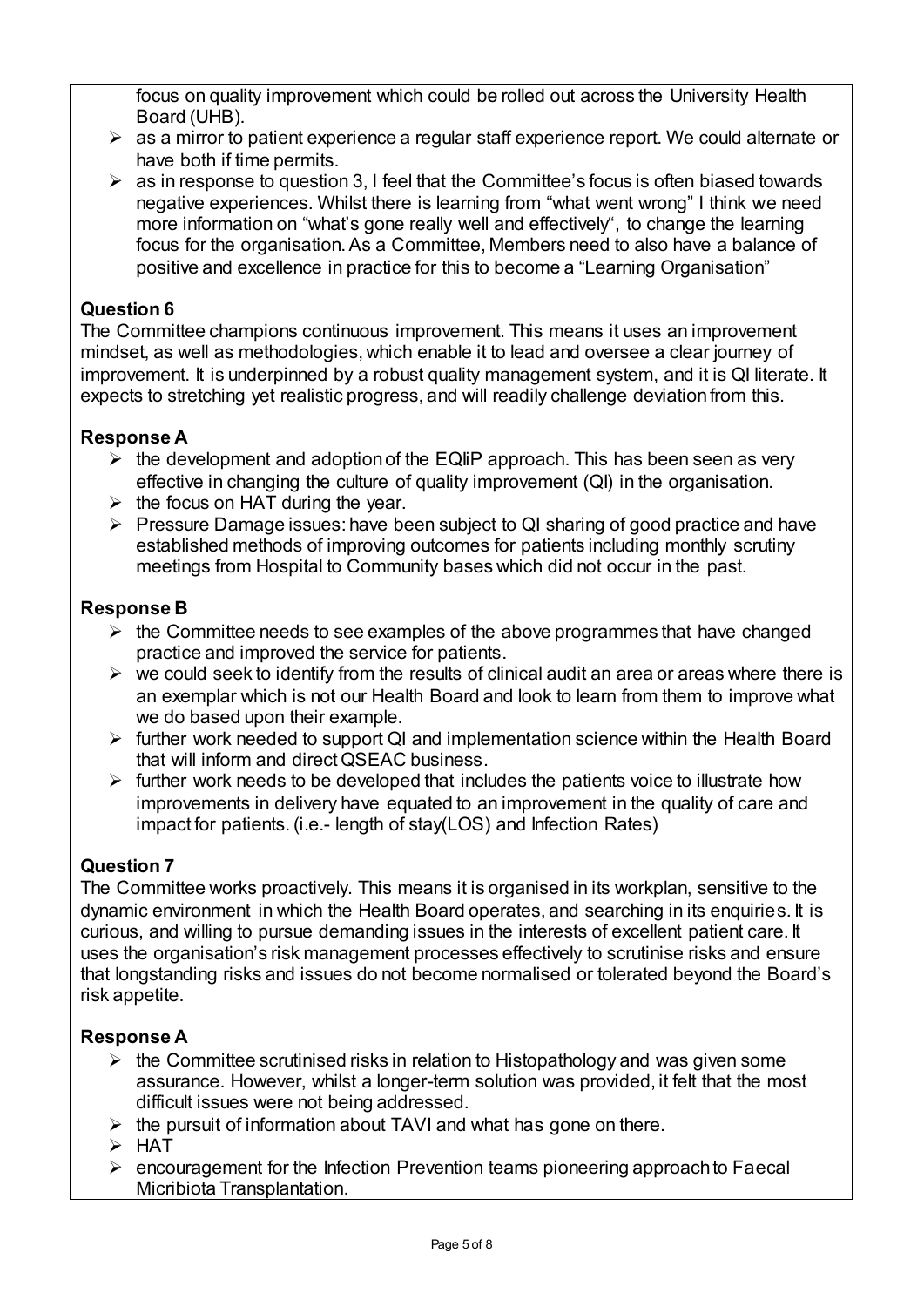focus on quality improvement which could be rolled out across the University Health Board (UHB).

- as a mirror to patient experience a regular staff experience report. We could alternate or have both if time permits.
- as in response to question 3, I feel that the Committee's focus is often biased towards negative experiences. Whilst there is learning from "what went wrong" I think we need more information on "what's gone really well and effectively", to change the learning focus for the organisation. As a Committee, Members need to also have a balance of positive and excellence in practice for this to become a "Learning Organisation"

**Question 6**

The Committee champions continuous improvement. This means it uses an improvement mindset, as well as methodologies, which enable it to lead and oversee a clear journey of improvement. It is underpinned by a robust quality management system, and it is QI literate. It expects to stretching yet realistic progress, and will readily challenge deviation from this.

**Response A**

- the development and adoption of the EQliP approach. This has been seen as very effective in changing the culture of quality improvement (QI) in the organisation.
- the focus on HAT during the year.
- Pressure Damage issues: have been subject to QI sharing of good practice and have established methods of improving outcomes for patients including monthly scrutiny meetings from Hospital to Community bases which did not occur in the past.

**Response B**

- the Committee needs to see examples of the above programmes that have changed practice and improved the service for patients.
- we could seek to identify from the results of clinical audit an area or areas where there is an exemplar which is not our Health Board and look to learn from them to improve what we do based upon their example.
- further work needed to support QI and implementation science within the Health Board that will inform and direct QSEAC business.
- further work needs to be developed that includes the patients voice to illustrate how improvements in delivery have equated to an improvement in the quality of care and impact for patients. (i.e.- length of stay(LOS) and Infection Rates)

**Question 7**

The Committee works proactively. This means it is organised in its workplan, sensitive to the dynamic environment in which the Health Board operates, and searching in its enquiries. It is curious, and willing to pursue demanding issues in the interests of excellent patient care. It uses the organisation's risk management processes effectively to scrutinise risks and ensure that longstanding risks and issues do not become normalised or tolerated beyond the Board's risk appetite.

**Response A**

- the Committee scrutinised risks in relation to Histopathology and was given some assurance. However, whilst a longer-term solution was provided, it felt that the most difficult issues were not being addressed.
- the pursuit of information about TAVI and what has gone on there.
- HAT
- encouragement for the Infection Prevention teams pioneering approach to Faecal Micribiota Transplantation.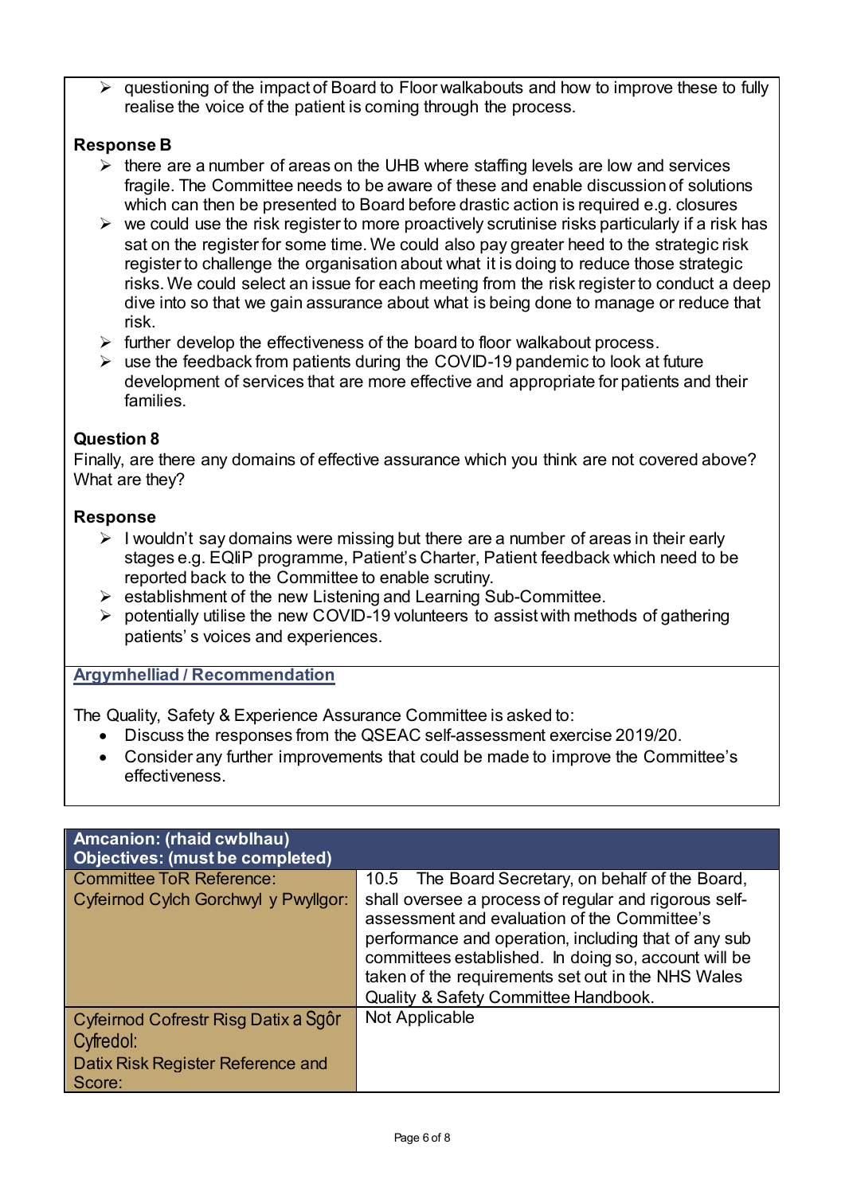- questioning of the impact of Board to Floor walkabouts and how to improve these to fully realise the voice of the patient is coming through the process.

**Response B**

- there are a number of areas on the UHB where staffing levels are low and services fragile. The Committee needs to be aware of these and enable discussion of solutions which can then be presented to Board before drastic action is required e.g. closures
- we could use the risk register to more proactively scrutinise risks particularly if a risk has sat on the register for some time. We could also pay greater heed to the strategic risk register to challenge the organisation about what it is doing to reduce those strategic risks. We could select an issue for each meeting from the risk register to conduct a deep dive into so that we gain assurance about what is being done to manage or reduce that risk.
- further develop the effectiveness of the board to floor walkabout process.
- use the feedback from patients during the COVID-19 pandemic to look at future development of services that are more effective and appropriate for patients and their families.

**Question 8**

Finally, are there any domains of effective assurance which you think are not covered above? What are they?

**Response**

- I wouldn't say domains were missing but there are a number of areas in their early stages e.g. EQIiP programme, Patient's Charter, Patient feedback which need to be reported back to the Committee to enable scrutiny.
- establishment of the new Listening and Learning Sub-Committee.
- potentially utilise the new COVID-19 volunteers to assist with methods of gathering patients' s voices and experiences.

**Argymhelliad / Recommendation**

The Quality, Safety & Experience Assurance Committee is asked to:

- Discuss the responses from the QSEAC self-assessment exercise 2019/20.
- Consider any further improvements that could be made to improve the Committee's effectiveness.

| **Amcanion: (rhaid cwblhau)**<br>**Objectives: (must be completed)** | |
|---|---|
| Committee ToR Reference:<br>Cyfeirnod Cylch Gorchwyl y Pwyllgor: | 10.5 The Board Secretary, on behalf of the Board, shall oversee a process of regular and rigorous self-assessment and evaluation of the Committee's performance and operation, including that of any sub committees established. In doing so, account will be taken of the requirements set out in the NHS Wales Quality & Safety Committee Handbook. |
| Cyfeirnod Cofrestr Risg Datix a Sgôr Cyfredol:<br>Datix Risk Register Reference and Score: | Not Applicable |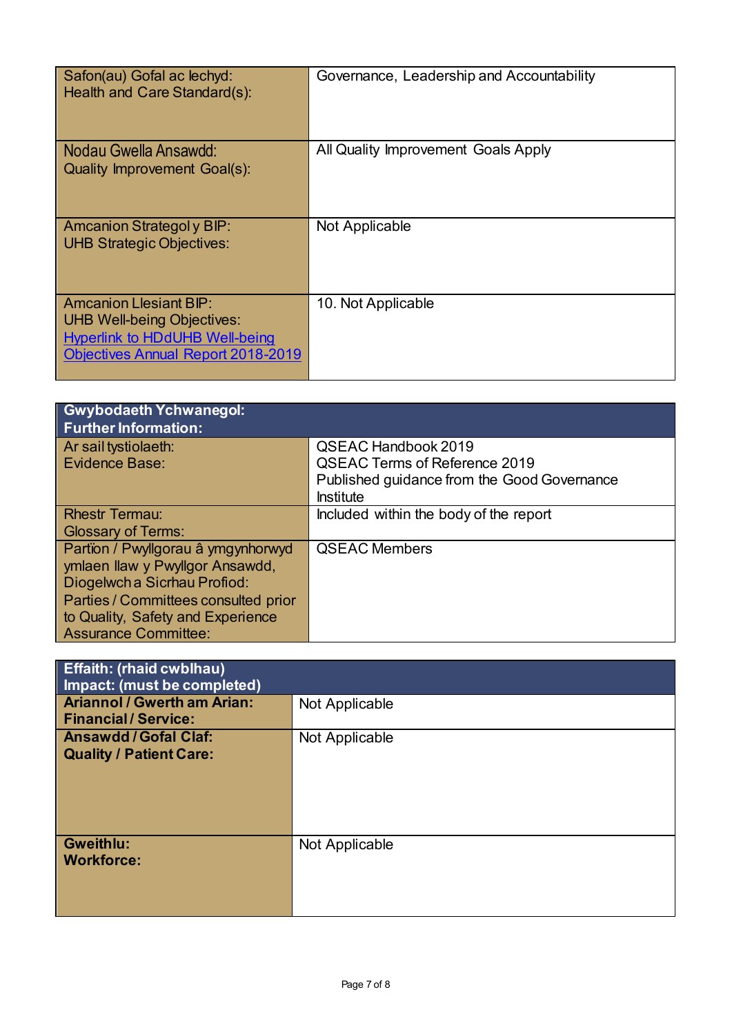| | |
|---|---|
| Safon(au) Gofal ac Iechyd:<br>Health and Care Standard(s): | Governance, Leadership and Accountability |
| Nodau Gwella Ansawdd:<br>Quality Improvement Goal(s): | All Quality Improvement Goals Apply |
| Amcanion Strategol y BIP:<br>UHB Strategic Objectives: | Not Applicable |
| Amcanion Llesiant BIP:<br>UHB Well-being Objectives:<br>[Hyperlink to HDdUHB Well-being Objectives Annual Report 2018-2019] | 10. Not Applicable |

| **Gwybodaeth Ychwanegol:<br>Further Information:** | |
|---|---|
| Ar sail tystiolaeth:<br>Evidence Base: | QSEAC Handbook 2019<br>QSEAC Terms of Reference 2019<br>Published guidance from the Good Governance Institute |
| Rhestr Termau:<br>Glossary of Terms: | Included within the body of the report |
| Partïon / Pwyllgorau â ymgynhorwyd ymlaen llaw y Pwyllgor Ansawdd, Diogelwch a Sicrhau Profiod:<br>Parties / Committees consulted prior to Quality, Safety and Experience Assurance Committee: | QSEAC Members |

| **Effaith: (rhaid cwblhau)<br>Impact: (must be completed)** | |
|---|---|
| **Ariannol / Gwerth am Arian:<br>Financial / Service:** | Not Applicable |
| **Ansawdd / Gofal Claf:<br>Quality / Patient Care:** | Not Applicable |
| **Gweithlu:<br>Workforce:** | Not Applicable |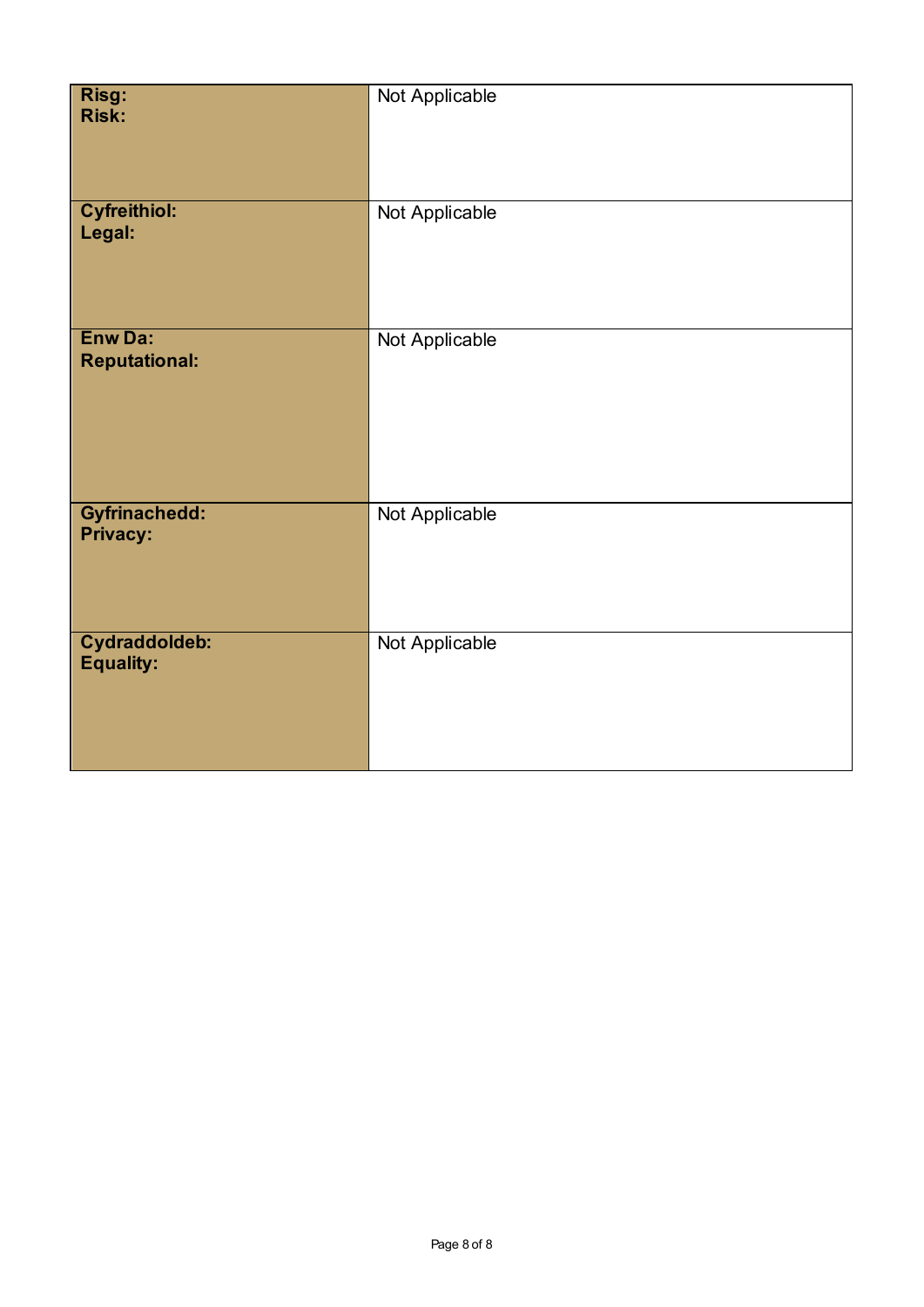| | |
|---|---|
| **Risg:**<br>**Risk:** | Not Applicable |
| **Cyfreithiol:**<br>**Legal:** | Not Applicable |
| **Enw Da:**<br>**Reputational:** | Not Applicable |
| **Gyfrinachedd:**<br>**Privacy:** | Not Applicable |
| **Cydraddoldeb:**<br>**Equality:** | Not Applicable |